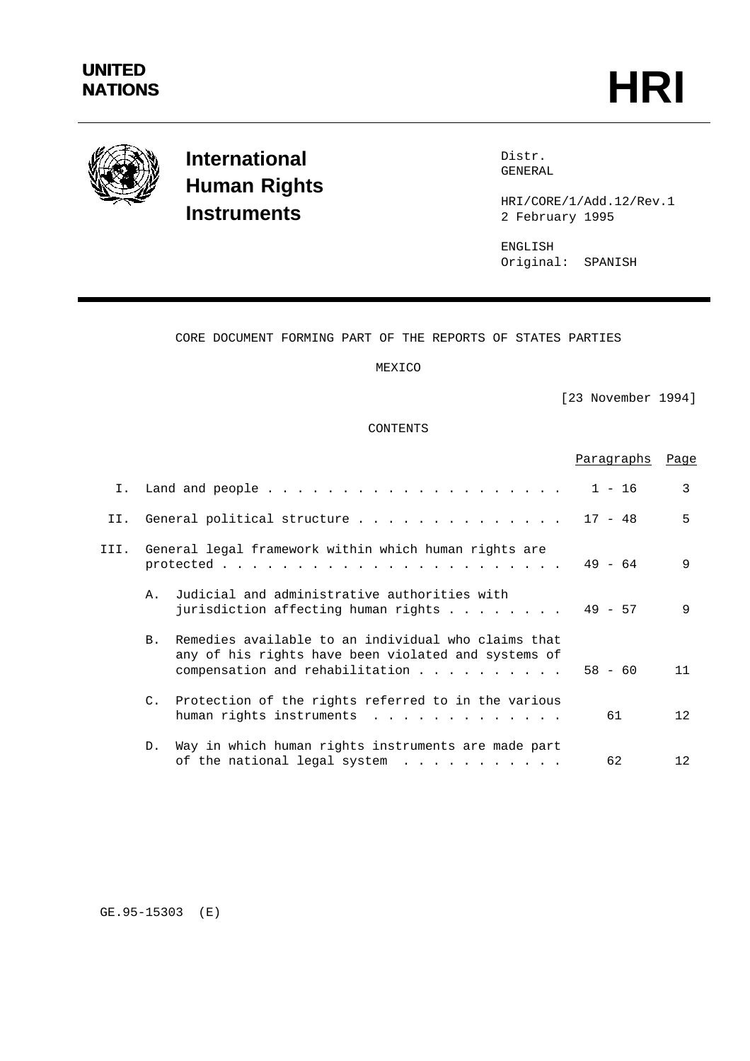**UNITED NATIONS**

# HRI

## International Human Rights Instruments

Distr.
GENERAL

HRI/CORE/1/Add.12/Rev.1
2 February 1995

ENGLISH
Original: SPANISH

CORE DOCUMENT FORMING PART OF THE REPORTS OF STATES PARTIES

MEXICO

[23 November 1994]

CONTENTS

| | | Paragraphs | Page |
|---|---|---|---|
| I. | Land and people | 1 - 16 | 3 |
| II. | General political structure | 17 - 48 | 5 |
| III. | General legal framework within which human rights are protected | 49 - 64 | 9 |
| | A. Judicial and administrative authorities with jurisdiction affecting human rights | 49 - 57 | 9 |
| | B. Remedies available to an individual who claims that any of his rights have been violated and systems of compensation and rehabilitation | 58 - 60 | 11 |
| | C. Protection of the rights referred to in the various human rights instruments | 61 | 12 |
| | D. Way in which human rights instruments are made part of the national legal system | 62 | 12 |

GE.95-15303 (E)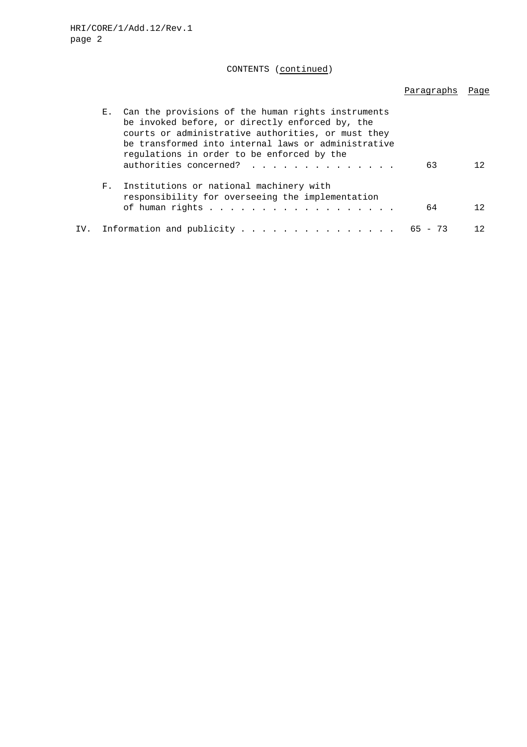CONTENTS (*continued*)

| | Paragraphs | Page |
|---|---|---|
| E. Can the provisions of the human rights instruments be invoked before, or directly enforced by, the courts or administrative authorities, or must they be transformed into internal laws or administrative regulations in order to be enforced by the authorities concerned? | 63 | 12 |
| F. Institutions or national machinery with responsibility for overseeing the implementation of human rights | 64 | 12 |
| IV. Information and publicity | 65 - 73 | 12 |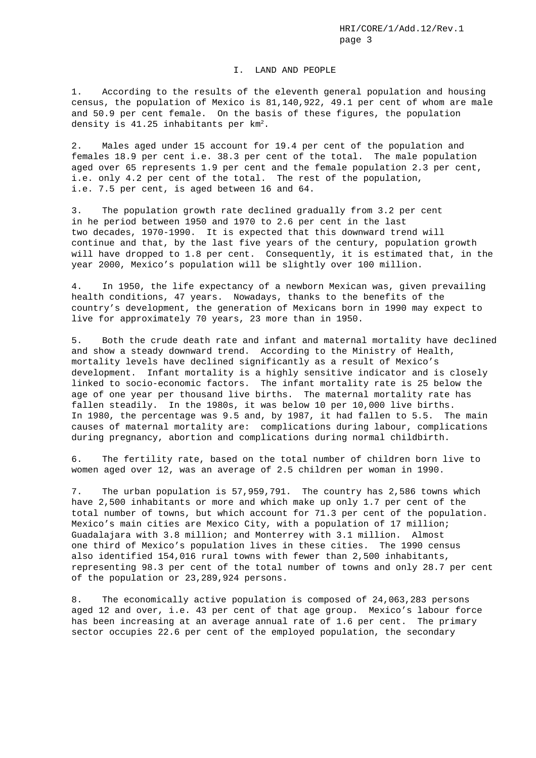# I. LAND AND PEOPLE

1. According to the results of the eleventh general population and housing census, the population of Mexico is 81,140,922, 49.1 per cent of whom are male and 50.9 per cent female. On the basis of these figures, the population density is 41.25 inhabitants per km$^2$.

2. Males aged under 15 account for 19.4 per cent of the population and females 18.9 per cent i.e. 38.3 per cent of the total. The male population aged over 65 represents 1.9 per cent and the female population 2.3 per cent, i.e. only 4.2 per cent of the total. The rest of the population, i.e. 7.5 per cent, is aged between 16 and 64.

3. The population growth rate declined gradually from 3.2 per cent in he period between 1950 and 1970 to 2.6 per cent in the last two decades, 1970-1990. It is expected that this downward trend will continue and that, by the last five years of the century, population growth will have dropped to 1.8 per cent. Consequently, it is estimated that, in the year 2000, Mexico's population will be slightly over 100 million.

4. In 1950, the life expectancy of a newborn Mexican was, given prevailing health conditions, 47 years. Nowadays, thanks to the benefits of the country's development, the generation of Mexicans born in 1990 may expect to live for approximately 70 years, 23 more than in 1950.

5. Both the crude death rate and infant and maternal mortality have declined and show a steady downward trend. According to the Ministry of Health, mortality levels have declined significantly as a result of Mexico's development. Infant mortality is a highly sensitive indicator and is closely linked to socio-economic factors. The infant mortality rate is 25 below the age of one year per thousand live births. The maternal mortality rate has fallen steadily. In the 1980s, it was below 10 per 10,000 live births. In 1980, the percentage was 9.5 and, by 1987, it had fallen to 5.5. The main causes of maternal mortality are: complications during labour, complications during pregnancy, abortion and complications during normal childbirth.

6. The fertility rate, based on the total number of children born live to women aged over 12, was an average of 2.5 children per woman in 1990.

7. The urban population is 57,959,791. The country has 2,586 towns which have 2,500 inhabitants or more and which make up only 1.7 per cent of the total number of towns, but which account for 71.3 per cent of the population. Mexico's main cities are Mexico City, with a population of 17 million; Guadalajara with 3.8 million; and Monterrey with 3.1 million. Almost one third of Mexico's population lives in these cities. The 1990 census also identified 154,016 rural towns with fewer than 2,500 inhabitants, representing 98.3 per cent of the total number of towns and only 28.7 per cent of the population or 23,289,924 persons.

8. The economically active population is composed of 24,063,283 persons aged 12 and over, i.e. 43 per cent of that age group. Mexico's labour force has been increasing at an average annual rate of 1.6 per cent. The primary sector occupies 22.6 per cent of the employed population, the secondary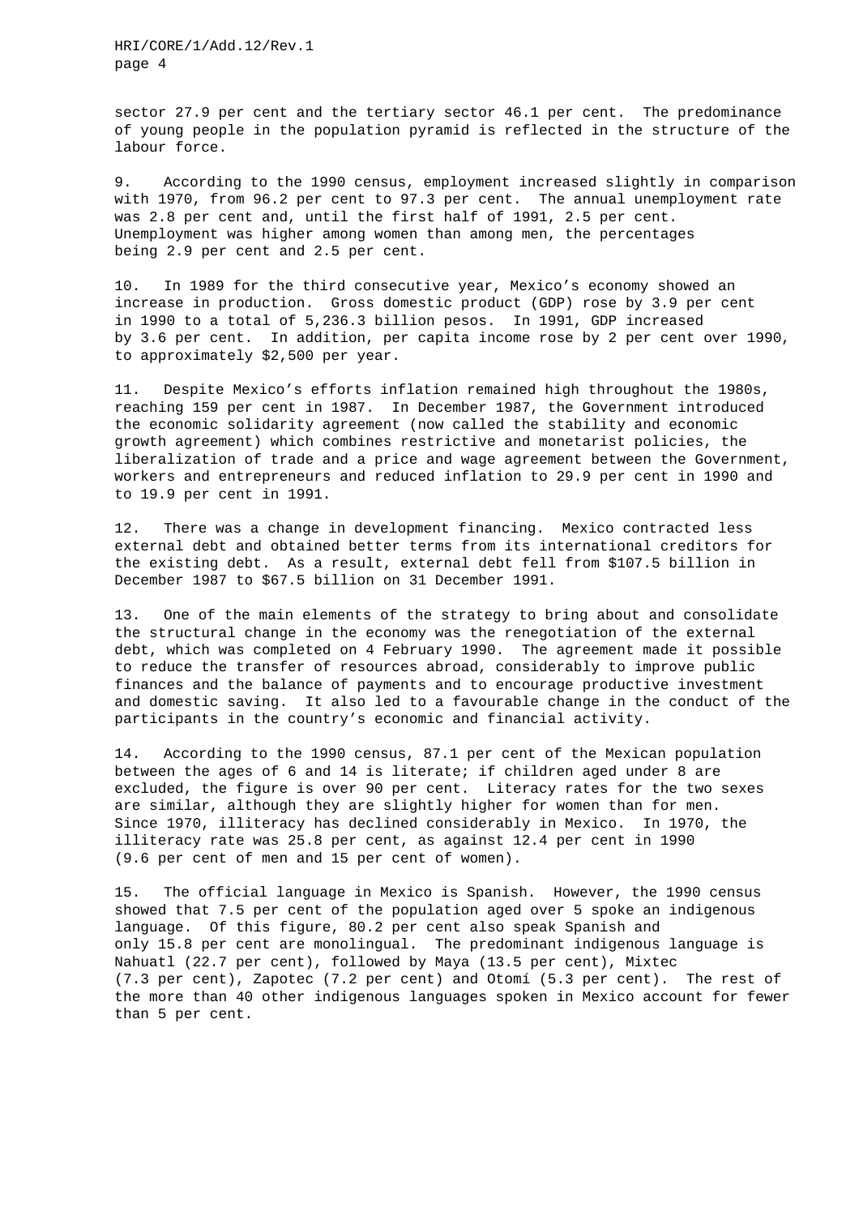sector 27.9 per cent and the tertiary sector 46.1 per cent. The predominance of young people in the population pyramid is reflected in the structure of the labour force.

9. According to the 1990 census, employment increased slightly in comparison with 1970, from 96.2 per cent to 97.3 per cent. The annual unemployment rate was 2.8 per cent and, until the first half of 1991, 2.5 per cent. Unemployment was higher among women than among men, the percentages being 2.9 per cent and 2.5 per cent.

10. In 1989 for the third consecutive year, Mexico's economy showed an increase in production. Gross domestic product (GDP) rose by 3.9 per cent in 1990 to a total of 5,236.3 billion pesos. In 1991, GDP increased by 3.6 per cent. In addition, per capita income rose by 2 per cent over 1990, to approximately $2,500 per year.

11. Despite Mexico's efforts inflation remained high throughout the 1980s, reaching 159 per cent in 1987. In December 1987, the Government introduced the economic solidarity agreement (now called the stability and economic growth agreement) which combines restrictive and monetarist policies, the liberalization of trade and a price and wage agreement between the Government, workers and entrepreneurs and reduced inflation to 29.9 per cent in 1990 and to 19.9 per cent in 1991.

12. There was a change in development financing. Mexico contracted less external debt and obtained better terms from its international creditors for the existing debt. As a result, external debt fell from $107.5 billion in December 1987 to $67.5 billion on 31 December 1991.

13. One of the main elements of the strategy to bring about and consolidate the structural change in the economy was the renegotiation of the external debt, which was completed on 4 February 1990. The agreement made it possible to reduce the transfer of resources abroad, considerably to improve public finances and the balance of payments and to encourage productive investment and domestic saving. It also led to a favourable change in the conduct of the participants in the country's economic and financial activity.

14. According to the 1990 census, 87.1 per cent of the Mexican population between the ages of 6 and 14 is literate; if children aged under 8 are excluded, the figure is over 90 per cent. Literacy rates for the two sexes are similar, although they are slightly higher for women than for men. Since 1970, illiteracy has declined considerably in Mexico. In 1970, the illiteracy rate was 25.8 per cent, as against 12.4 per cent in 1990 (9.6 per cent of men and 15 per cent of women).

15. The official language in Mexico is Spanish. However, the 1990 census showed that 7.5 per cent of the population aged over 5 spoke an indigenous language. Of this figure, 80.2 per cent also speak Spanish and only 15.8 per cent are monolingual. The predominant indigenous language is Nahuatl (22.7 per cent), followed by Maya (13.5 per cent), Mixtec (7.3 per cent), Zapotec (7.2 per cent) and Otomí (5.3 per cent). The rest of the more than 40 other indigenous languages spoken in Mexico account for fewer than 5 per cent.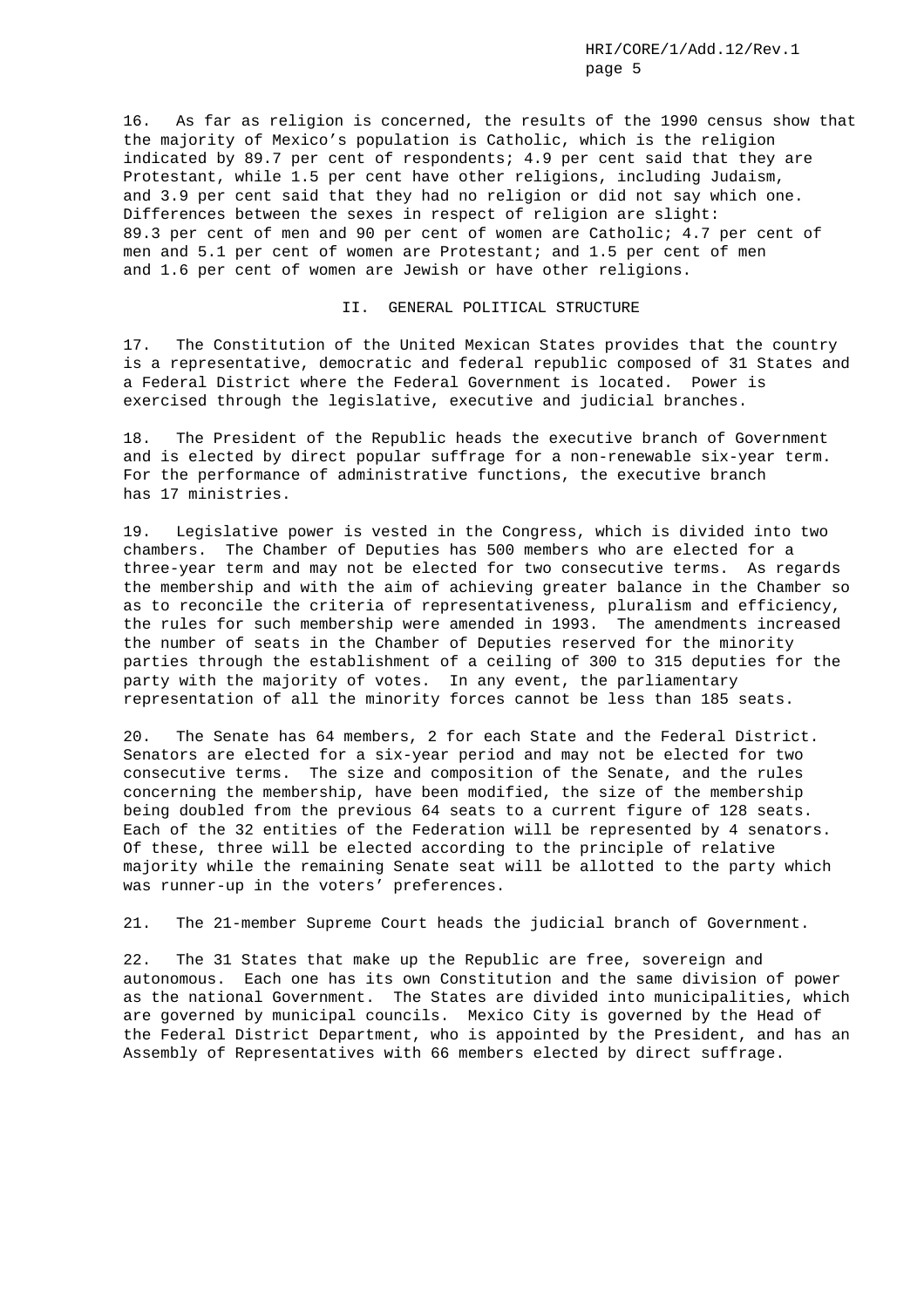16. As far as religion is concerned, the results of the 1990 census show that the majority of Mexico's population is Catholic, which is the religion indicated by 89.7 per cent of respondents; 4.9 per cent said that they are Protestant, while 1.5 per cent have other religions, including Judaism, and 3.9 per cent said that they had no religion or did not say which one. Differences between the sexes in respect of religion are slight: 89.3 per cent of men and 90 per cent of women are Catholic; 4.7 per cent of men and 5.1 per cent of women are Protestant; and 1.5 per cent of men and 1.6 per cent of women are Jewish or have other religions.

## II. GENERAL POLITICAL STRUCTURE

17. The Constitution of the United Mexican States provides that the country is a representative, democratic and federal republic composed of 31 States and a Federal District where the Federal Government is located. Power is exercised through the legislative, executive and judicial branches.

18. The President of the Republic heads the executive branch of Government and is elected by direct popular suffrage for a non-renewable six-year term. For the performance of administrative functions, the executive branch has 17 ministries.

19. Legislative power is vested in the Congress, which is divided into two chambers. The Chamber of Deputies has 500 members who are elected for a three-year term and may not be elected for two consecutive terms. As regards the membership and with the aim of achieving greater balance in the Chamber so as to reconcile the criteria of representativeness, pluralism and efficiency, the rules for such membership were amended in 1993. The amendments increased the number of seats in the Chamber of Deputies reserved for the minority parties through the establishment of a ceiling of 300 to 315 deputies for the party with the majority of votes. In any event, the parliamentary representation of all the minority forces cannot be less than 185 seats.

20. The Senate has 64 members, 2 for each State and the Federal District. Senators are elected for a six-year period and may not be elected for two consecutive terms. The size and composition of the Senate, and the rules concerning the membership, have been modified, the size of the membership being doubled from the previous 64 seats to a current figure of 128 seats. Each of the 32 entities of the Federation will be represented by 4 senators. Of these, three will be elected according to the principle of relative majority while the remaining Senate seat will be allotted to the party which was runner-up in the voters' preferences.

21. The 21-member Supreme Court heads the judicial branch of Government.

22. The 31 States that make up the Republic are free, sovereign and autonomous. Each one has its own Constitution and the same division of power as the national Government. The States are divided into municipalities, which are governed by municipal councils. Mexico City is governed by the Head of the Federal District Department, who is appointed by the President, and has an Assembly of Representatives with 66 members elected by direct suffrage.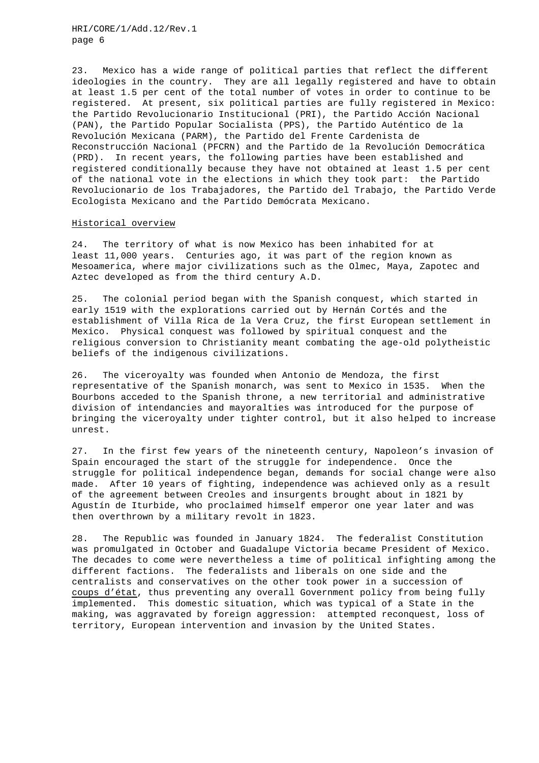23. Mexico has a wide range of political parties that reflect the different ideologies in the country. They are all legally registered and have to obtain at least 1.5 per cent of the total number of votes in order to continue to be registered. At present, six political parties are fully registered in Mexico: the Partido Revolucionario Institucional (PRI), the Partido Acción Nacional (PAN), the Partido Popular Socialista (PPS), the Partido Auténtico de la Revolución Mexicana (PARM), the Partido del Frente Cardenista de Reconstrucción Nacional (PFCRN) and the Partido de la Revolución Democrática (PRD). In recent years, the following parties have been established and registered conditionally because they have not obtained at least 1.5 per cent of the national vote in the elections in which they took part: the Partido Revolucionario de los Trabajadores, the Partido del Trabajo, the Partido Verde Ecologista Mexicano and the Partido Demócrata Mexicano.

## Historical overview

24. The territory of what is now Mexico has been inhabited for at least 11,000 years. Centuries ago, it was part of the region known as Mesoamerica, where major civilizations such as the Olmec, Maya, Zapotec and Aztec developed as from the third century A.D.

25. The colonial period began with the Spanish conquest, which started in early 1519 with the explorations carried out by Hernán Cortés and the establishment of Villa Rica de la Vera Cruz, the first European settlement in Mexico. Physical conquest was followed by spiritual conquest and the religious conversion to Christianity meant combating the age-old polytheistic beliefs of the indigenous civilizations.

26. The viceroyalty was founded when Antonio de Mendoza, the first representative of the Spanish monarch, was sent to Mexico in 1535. When the Bourbons acceded to the Spanish throne, a new territorial and administrative division of intendancies and mayoralties was introduced for the purpose of bringing the viceroyalty under tighter control, but it also helped to increase unrest.

27. In the first few years of the nineteenth century, Napoleon's invasion of Spain encouraged the start of the struggle for independence. Once the struggle for political independence began, demands for social change were also made. After 10 years of fighting, independence was achieved only as a result of the agreement between Creoles and insurgents brought about in 1821 by Agustín de Iturbide, who proclaimed himself emperor one year later and was then overthrown by a military revolt in 1823.

28. The Republic was founded in January 1824. The federalist Constitution was promulgated in October and Guadalupe Victoria became President of Mexico. The decades to come were nevertheless a time of political infighting among the different factions. The federalists and liberals on one side and the centralists and conservatives on the other took power in a succession of coups d'état, thus preventing any overall Government policy from being fully implemented. This domestic situation, which was typical of a State in the making, was aggravated by foreign aggression: attempted reconquest, loss of territory, European intervention and invasion by the United States.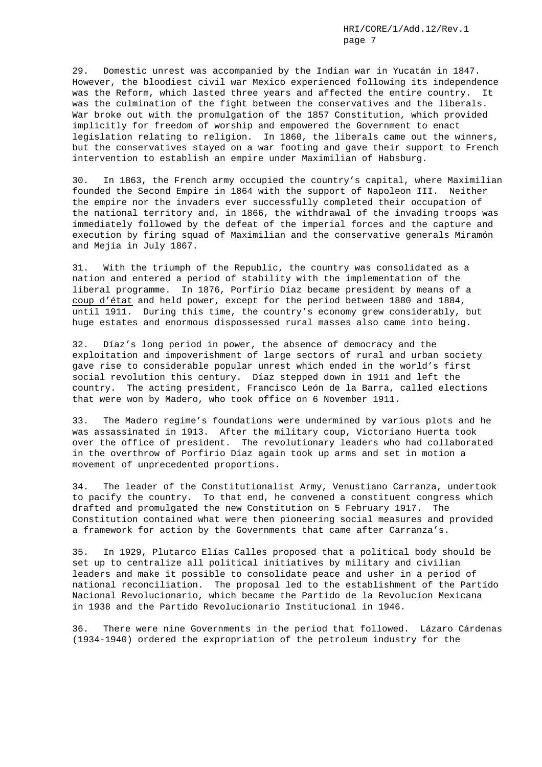29. Domestic unrest was accompanied by the Indian war in Yucatán in 1847. However, the bloodiest civil war Mexico experienced following its independence was the Reform, which lasted three years and affected the entire country. It was the culmination of the fight between the conservatives and the liberals. War broke out with the promulgation of the 1857 Constitution, which provided implicitly for freedom of worship and empowered the Government to enact legislation relating to religion. In 1860, the liberals came out the winners, but the conservatives stayed on a war footing and gave their support to French intervention to establish an empire under Maximilian of Habsburg.

30. In 1863, the French army occupied the country's capital, where Maximilian founded the Second Empire in 1864 with the support of Napoleon III. Neither the empire nor the invaders ever successfully completed their occupation of the national territory and, in 1866, the withdrawal of the invading troops was immediately followed by the defeat of the imperial forces and the capture and execution by firing squad of Maximilian and the conservative generals Miramón and Mejía in July 1867.

31. With the triumph of the Republic, the country was consolidated as a nation and entered a period of stability with the implementation of the liberal programme. In 1876, Porfirio Díaz became president by means of a coup d'état and held power, except for the period between 1880 and 1884, until 1911. During this time, the country's economy grew considerably, but huge estates and enormous dispossessed rural masses also came into being.

32. Díaz's long period in power, the absence of democracy and the exploitation and impoverishment of large sectors of rural and urban society gave rise to considerable popular unrest which ended in the world's first social revolution this century. Díaz stepped down in 1911 and left the country. The acting president, Francisco León de la Barra, called elections that were won by Madero, who took office on 6 November 1911.

33. The Madero regime's foundations were undermined by various plots and he was assassinated in 1913. After the military coup, Victoriano Huerta took over the office of president. The revolutionary leaders who had collaborated in the overthrow of Porfirio Díaz again took up arms and set in motion a movement of unprecedented proportions.

34. The leader of the Constitutionalist Army, Venustiano Carranza, undertook to pacify the country. To that end, he convened a constituent congress which drafted and promulgated the new Constitution on 5 February 1917. The Constitution contained what were then pioneering social measures and provided a framework for action by the Governments that came after Carranza's.

35. In 1929, Plutarco Elías Calles proposed that a political body should be set up to centralize all political initiatives by military and civilian leaders and make it possible to consolidate peace and usher in a period of national reconciliation. The proposal led to the establishment of the Partido Nacional Revolucionario, which became the Partido de la Revolucíon Mexicana in 1938 and the Partido Revolucionario Institucional in 1946.

36. There were nine Governments in the period that followed. Lázaro Cárdenas (1934-1940) ordered the expropriation of the petroleum industry for the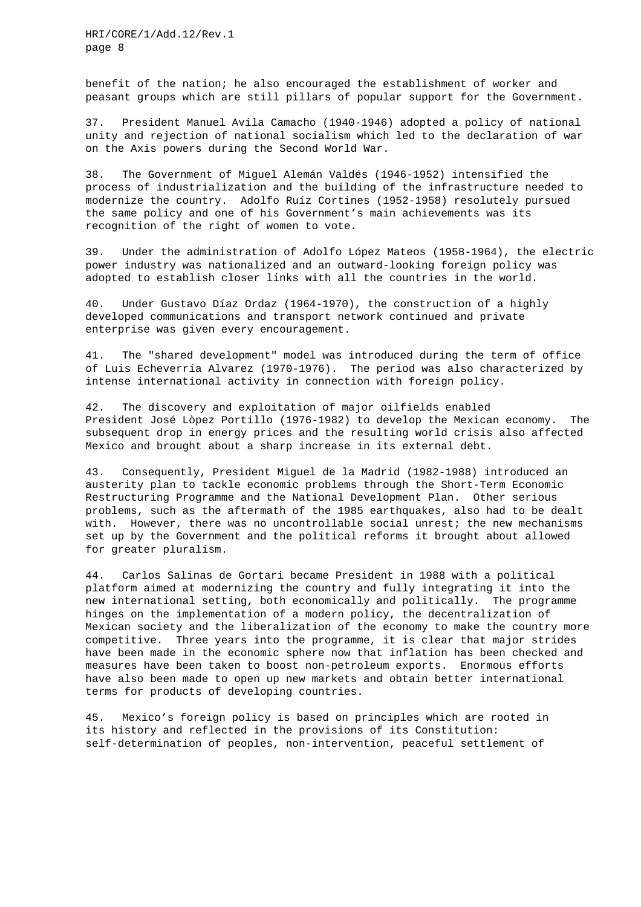benefit of the nation; he also encouraged the establishment of worker and peasant groups which are still pillars of popular support for the Government.

37. President Manuel Avila Camacho (1940-1946) adopted a policy of national unity and rejection of national socialism which led to the declaration of war on the Axis powers during the Second World War.

38. The Government of Miguel Alemán Valdés (1946-1952) intensified the process of industrialization and the building of the infrastructure needed to modernize the country. Adolfo Ruíz Cortines (1952-1958) resolutely pursued the same policy and one of his Government's main achievements was its recognition of the right of women to vote.

39. Under the administration of Adolfo López Mateos (1958-1964), the electric power industry was nationalized and an outward-looking foreign policy was adopted to establish closer links with all the countries in the world.

40. Under Gustavo Díaz Ordaz (1964-1970), the construction of a highly developed communications and transport network continued and private enterprise was given every encouragement.

41. The "shared development" model was introduced during the term of office of Luis Echeverría Alvarez (1970-1976). The period was also characterized by intense international activity in connection with foreign policy.

42. The discovery and exploitation of major oilfields enabled President José Lòpez Portillo (1976-1982) to develop the Mexican economy. The subsequent drop in energy prices and the resulting world crisis also affected Mexico and brought about a sharp increase in its external debt.

43. Consequently, President Miguel de la Madrid (1982-1988) introduced an austerity plan to tackle economic problems through the Short-Term Economic Restructuring Programme and the National Development Plan. Other serious problems, such as the aftermath of the 1985 earthquakes, also had to be dealt with. However, there was no uncontrollable social unrest; the new mechanisms set up by the Government and the political reforms it brought about allowed for greater pluralism.

44. Carlos Salinas de Gortari became President in 1988 with a political platform aimed at modernizing the country and fully integrating it into the new international setting, both economically and politically. The programme hinges on the implementation of a modern policy, the decentralization of Mexican society and the liberalization of the economy to make the country more competitive. Three years into the programme, it is clear that major strides have been made in the economic sphere now that inflation has been checked and measures have been taken to boost non-petroleum exports. Enormous efforts have also been made to open up new markets and obtain better international terms for products of developing countries.

45. Mexico's foreign policy is based on principles which are rooted in its history and reflected in the provisions of its Constitution: self-determination of peoples, non-intervention, peaceful settlement of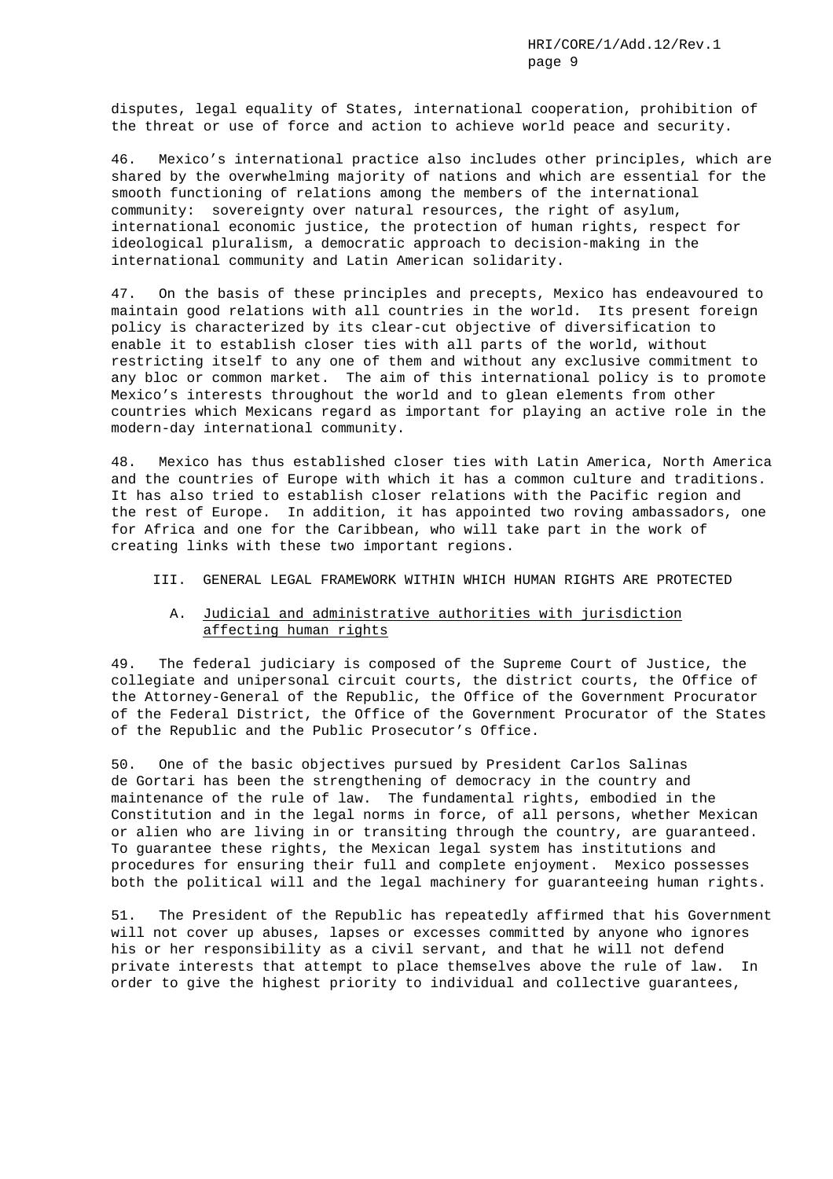disputes, legal equality of States, international cooperation, prohibition of the threat or use of force and action to achieve world peace and security.

46. Mexico's international practice also includes other principles, which are shared by the overwhelming majority of nations and which are essential for the smooth functioning of relations among the members of the international community: sovereignty over natural resources, the right of asylum, international economic justice, the protection of human rights, respect for ideological pluralism, a democratic approach to decision-making in the international community and Latin American solidarity.

47. On the basis of these principles and precepts, Mexico has endeavoured to maintain good relations with all countries in the world. Its present foreign policy is characterized by its clear-cut objective of diversification to enable it to establish closer ties with all parts of the world, without restricting itself to any one of them and without any exclusive commitment to any bloc or common market. The aim of this international policy is to promote Mexico's interests throughout the world and to glean elements from other countries which Mexicans regard as important for playing an active role in the modern-day international community.

48. Mexico has thus established closer ties with Latin America, North America and the countries of Europe with which it has a common culture and traditions. It has also tried to establish closer relations with the Pacific region and the rest of Europe. In addition, it has appointed two roving ambassadors, one for Africa and one for the Caribbean, who will take part in the work of creating links with these two important regions.

## III. GENERAL LEGAL FRAMEWORK WITHIN WHICH HUMAN RIGHTS ARE PROTECTED

### A. Judicial and administrative authorities with jurisdiction affecting human rights

49. The federal judiciary is composed of the Supreme Court of Justice, the collegiate and unipersonal circuit courts, the district courts, the Office of the Attorney-General of the Republic, the Office of the Government Procurator of the Federal District, the Office of the Government Procurator of the States of the Republic and the Public Prosecutor's Office.

50. One of the basic objectives pursued by President Carlos Salinas de Gortari has been the strengthening of democracy in the country and maintenance of the rule of law. The fundamental rights, embodied in the Constitution and in the legal norms in force, of all persons, whether Mexican or alien who are living in or transiting through the country, are guaranteed. To guarantee these rights, the Mexican legal system has institutions and procedures for ensuring their full and complete enjoyment. Mexico possesses both the political will and the legal machinery for guaranteeing human rights.

51. The President of the Republic has repeatedly affirmed that his Government will not cover up abuses, lapses or excesses committed by anyone who ignores his or her responsibility as a civil servant, and that he will not defend private interests that attempt to place themselves above the rule of law. In order to give the highest priority to individual and collective guarantees,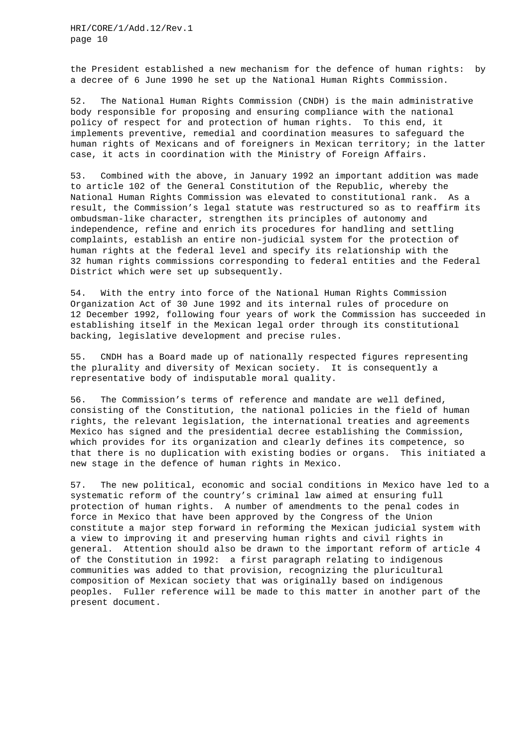the President established a new mechanism for the defence of human rights: by a decree of 6 June 1990 he set up the National Human Rights Commission.

52. The National Human Rights Commission (CNDH) is the main administrative body responsible for proposing and ensuring compliance with the national policy of respect for and protection of human rights. To this end, it implements preventive, remedial and coordination measures to safeguard the human rights of Mexicans and of foreigners in Mexican territory; in the latter case, it acts in coordination with the Ministry of Foreign Affairs.

53. Combined with the above, in January 1992 an important addition was made to article 102 of the General Constitution of the Republic, whereby the National Human Rights Commission was elevated to constitutional rank. As a result, the Commission's legal statute was restructured so as to reaffirm its ombudsman-like character, strengthen its principles of autonomy and independence, refine and enrich its procedures for handling and settling complaints, establish an entire non-judicial system for the protection of human rights at the federal level and specify its relationship with the 32 human rights commissions corresponding to federal entities and the Federal District which were set up subsequently.

54. With the entry into force of the National Human Rights Commission Organization Act of 30 June 1992 and its internal rules of procedure on 12 December 1992, following four years of work the Commission has succeeded in establishing itself in the Mexican legal order through its constitutional backing, legislative development and precise rules.

55. CNDH has a Board made up of nationally respected figures representing the plurality and diversity of Mexican society. It is consequently a representative body of indisputable moral quality.

56. The Commission's terms of reference and mandate are well defined, consisting of the Constitution, the national policies in the field of human rights, the relevant legislation, the international treaties and agreements Mexico has signed and the presidential decree establishing the Commission, which provides for its organization and clearly defines its competence, so that there is no duplication with existing bodies or organs. This initiated a new stage in the defence of human rights in Mexico.

57. The new political, economic and social conditions in Mexico have led to a systematic reform of the country's criminal law aimed at ensuring full protection of human rights. A number of amendments to the penal codes in force in Mexico that have been approved by the Congress of the Union constitute a major step forward in reforming the Mexican judicial system with a view to improving it and preserving human rights and civil rights in general. Attention should also be drawn to the important reform of article 4 of the Constitution in 1992: a first paragraph relating to indigenous communities was added to that provision, recognizing the pluricultural composition of Mexican society that was originally based on indigenous peoples. Fuller reference will be made to this matter in another part of the present document.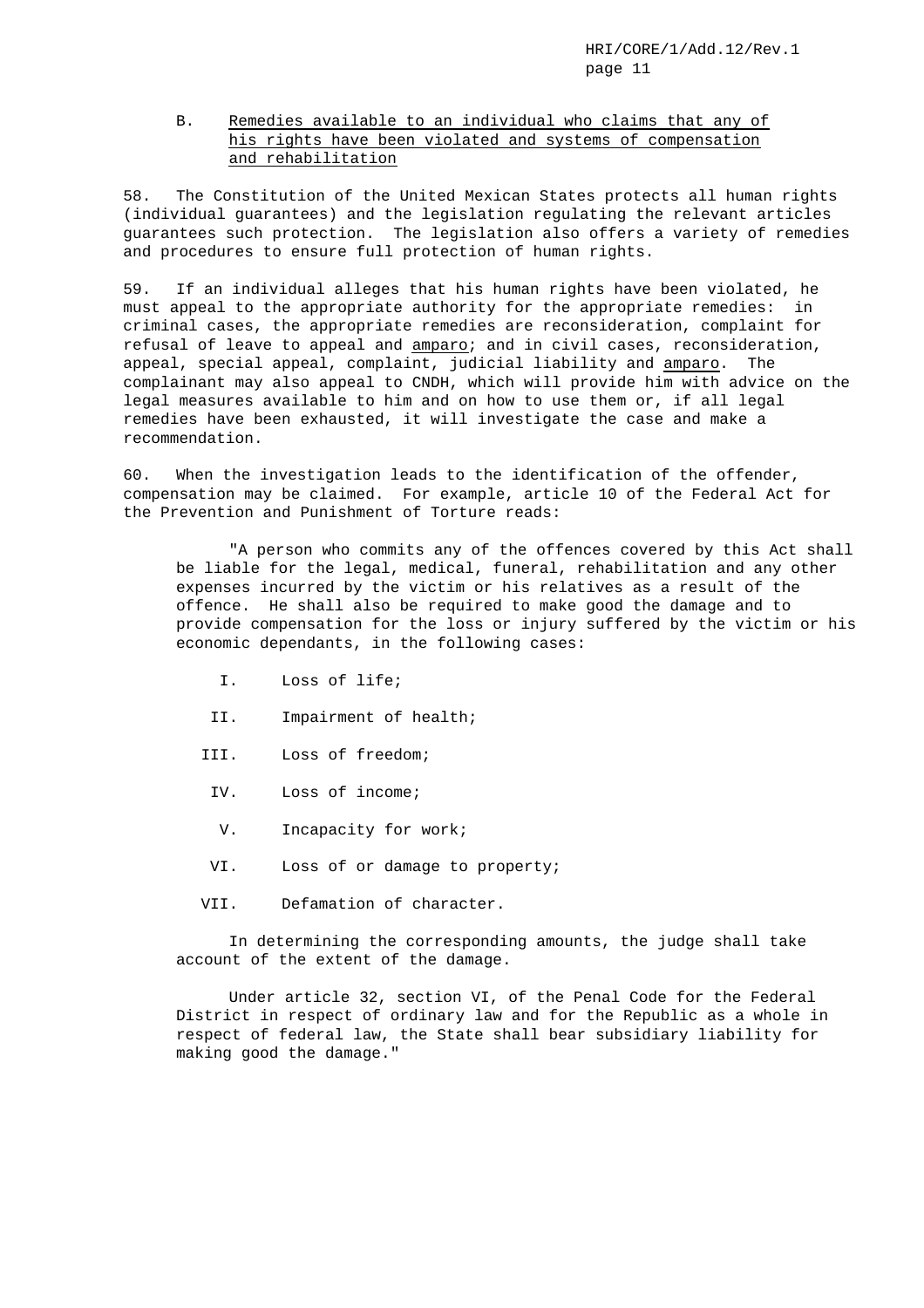### B. Remedies available to an individual who claims that any of his rights have been violated and systems of compensation and rehabilitation

58. The Constitution of the United Mexican States protects all human rights (individual guarantees) and the legislation regulating the relevant articles guarantees such protection. The legislation also offers a variety of remedies and procedures to ensure full protection of human rights.

59. If an individual alleges that his human rights have been violated, he must appeal to the appropriate authority for the appropriate remedies: in criminal cases, the appropriate remedies are reconsideration, complaint for refusal of leave to appeal and amparo; and in civil cases, reconsideration, appeal, special appeal, complaint, judicial liability and amparo. The complainant may also appeal to CNDH, which will provide him with advice on the legal measures available to him and on how to use them or, if all legal remedies have been exhausted, it will investigate the case and make a recommendation.

60. When the investigation leads to the identification of the offender, compensation may be claimed. For example, article 10 of the Federal Act for the Prevention and Punishment of Torture reads:

> "A person who commits any of the offences covered by this Act shall be liable for the legal, medical, funeral, rehabilitation and any other expenses incurred by the victim or his relatives as a result of the offence. He shall also be required to make good the damage and to provide compensation for the loss or injury suffered by the victim or his economic dependants, in the following cases:
>
> I. Loss of life;
>
> II. Impairment of health;
>
> III. Loss of freedom;
>
> IV. Loss of income;
>
> V. Incapacity for work;
>
> VI. Loss of or damage to property;
>
> VII. Defamation of character.
>
> In determining the corresponding amounts, the judge shall take account of the extent of the damage.
>
> Under article 32, section VI, of the Penal Code for the Federal District in respect of ordinary law and for the Republic as a whole in respect of federal law, the State shall bear subsidiary liability for making good the damage."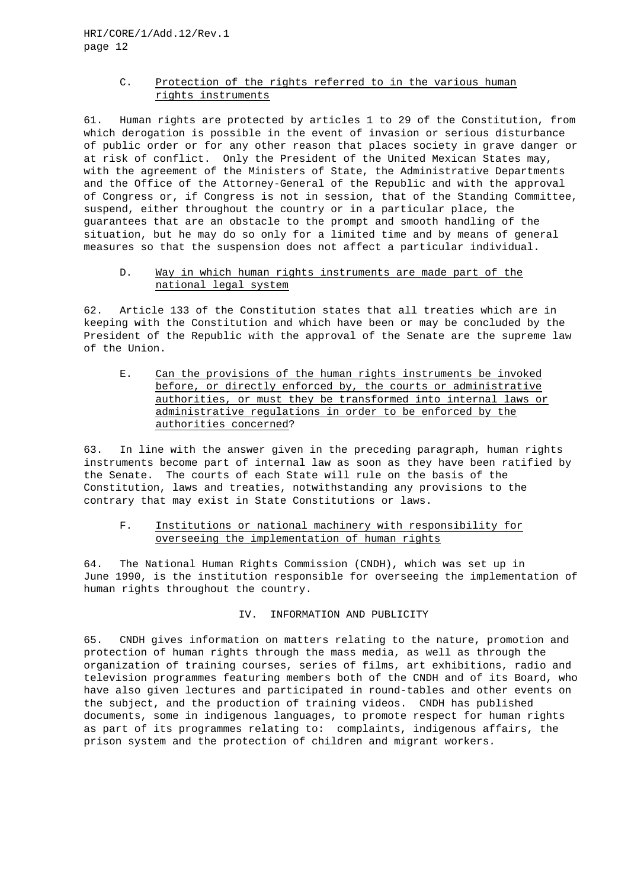### C. Protection of the rights referred to in the various human rights instruments

61. Human rights are protected by articles 1 to 29 of the Constitution, from which derogation is possible in the event of invasion or serious disturbance of public order or for any other reason that places society in grave danger or at risk of conflict. Only the President of the United Mexican States may, with the agreement of the Ministers of State, the Administrative Departments and the Office of the Attorney-General of the Republic and with the approval of Congress or, if Congress is not in session, that of the Standing Committee, suspend, either throughout the country or in a particular place, the guarantees that are an obstacle to the prompt and smooth handling of the situation, but he may do so only for a limited time and by means of general measures so that the suspension does not affect a particular individual.

### D. Way in which human rights instruments are made part of the national legal system

62. Article 133 of the Constitution states that all treaties which are in keeping with the Constitution and which have been or may be concluded by the President of the Republic with the approval of the Senate are the supreme law of the Union.

### E. Can the provisions of the human rights instruments be invoked before, or directly enforced by, the courts or administrative authorities, or must they be transformed into internal laws or administrative regulations in order to be enforced by the authorities concerned?

63. In line with the answer given in the preceding paragraph, human rights instruments become part of internal law as soon as they have been ratified by the Senate. The courts of each State will rule on the basis of the Constitution, laws and treaties, notwithstanding any provisions to the contrary that may exist in State Constitutions or laws.

### F. Institutions or national machinery with responsibility for overseeing the implementation of human rights

64. The National Human Rights Commission (CNDH), which was set up in June 1990, is the institution responsible for overseeing the implementation of human rights throughout the country.

## IV. INFORMATION AND PUBLICITY

65. CNDH gives information on matters relating to the nature, promotion and protection of human rights through the mass media, as well as through the organization of training courses, series of films, art exhibitions, radio and television programmes featuring members both of the CNDH and of its Board, who have also given lectures and participated in round-tables and other events on the subject, and the production of training videos. CNDH has published documents, some in indigenous languages, to promote respect for human rights as part of its programmes relating to: complaints, indigenous affairs, the prison system and the protection of children and migrant workers.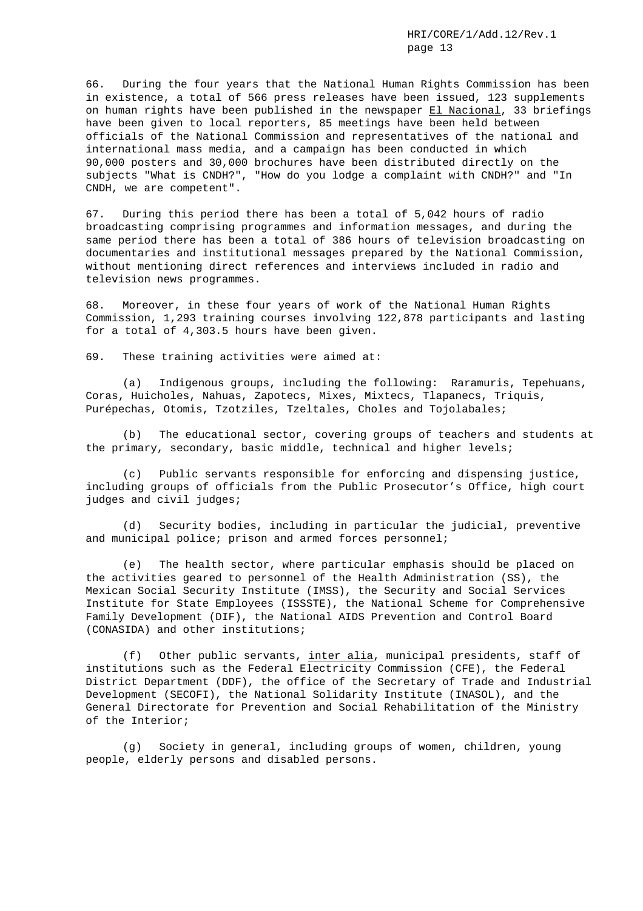66. During the four years that the National Human Rights Commission has been in existence, a total of 566 press releases have been issued, 123 supplements on human rights have been published in the newspaper _El Nacional_, 33 briefings have been given to local reporters, 85 meetings have been held between officials of the National Commission and representatives of the national and international mass media, and a campaign has been conducted in which 90,000 posters and 30,000 brochures have been distributed directly on the subjects "What is CNDH?", "How do you lodge a complaint with CNDH?" and "In CNDH, we are competent".

67. During this period there has been a total of 5,042 hours of radio broadcasting comprising programmes and information messages, and during the same period there has been a total of 386 hours of television broadcasting on documentaries and institutional messages prepared by the National Commission, without mentioning direct references and interviews included in radio and television news programmes.

68. Moreover, in these four years of work of the National Human Rights Commission, 1,293 training courses involving 122,878 participants and lasting for a total of 4,303.5 hours have been given.

69. These training activities were aimed at:

(a) Indigenous groups, including the following: Raramuris, Tepehuans, Coras, Huicholes, Nahuas, Zapotecs, Mixes, Mixtecs, Tlapanecs, Triquis, Purépechas, Otomis, Tzotziles, Tzeltales, Choles and Tojolabales;

(b) The educational sector, covering groups of teachers and students at the primary, secondary, basic middle, technical and higher levels;

(c) Public servants responsible for enforcing and dispensing justice, including groups of officials from the Public Prosecutor's Office, high court judges and civil judges;

(d) Security bodies, including in particular the judicial, preventive and municipal police; prison and armed forces personnel;

(e) The health sector, where particular emphasis should be placed on the activities geared to personnel of the Health Administration (SS), the Mexican Social Security Institute (IMSS), the Security and Social Services Institute for State Employees (ISSSTE), the National Scheme for Comprehensive Family Development (DIF), the National AIDS Prevention and Control Board (CONASIDA) and other institutions;

(f) Other public servants, _inter alia_, municipal presidents, staff of institutions such as the Federal Electricity Commission (CFE), the Federal District Department (DDF), the office of the Secretary of Trade and Industrial Development (SECOFI), the National Solidarity Institute (INASOL), and the General Directorate for Prevention and Social Rehabilitation of the Ministry of the Interior;

(g) Society in general, including groups of women, children, young people, elderly persons and disabled persons.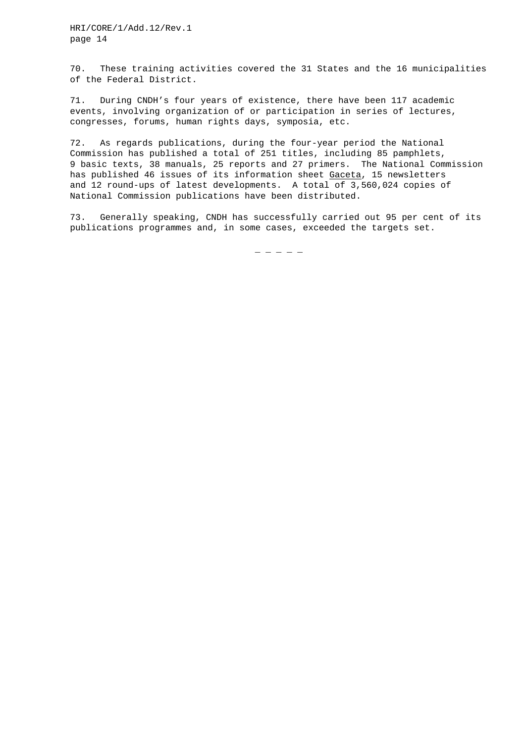70. These training activities covered the 31 States and the 16 municipalities of the Federal District.

71. During CNDH's four years of existence, there have been 117 academic events, involving organization of or participation in series of lectures, congresses, forums, human rights days, symposia, etc.

72. As regards publications, during the four-year period the National Commission has published a total of 251 titles, including 85 pamphlets, 9 basic texts, 38 manuals, 25 reports and 27 primers. The National Commission has published 46 issues of its information sheet Gaceta, 15 newsletters and 12 round-ups of latest developments. A total of 3,560,024 copies of National Commission publications have been distributed.

73. Generally speaking, CNDH has successfully carried out 95 per cent of its publications programmes and, in some cases, exceeded the targets set.

\- - - - -